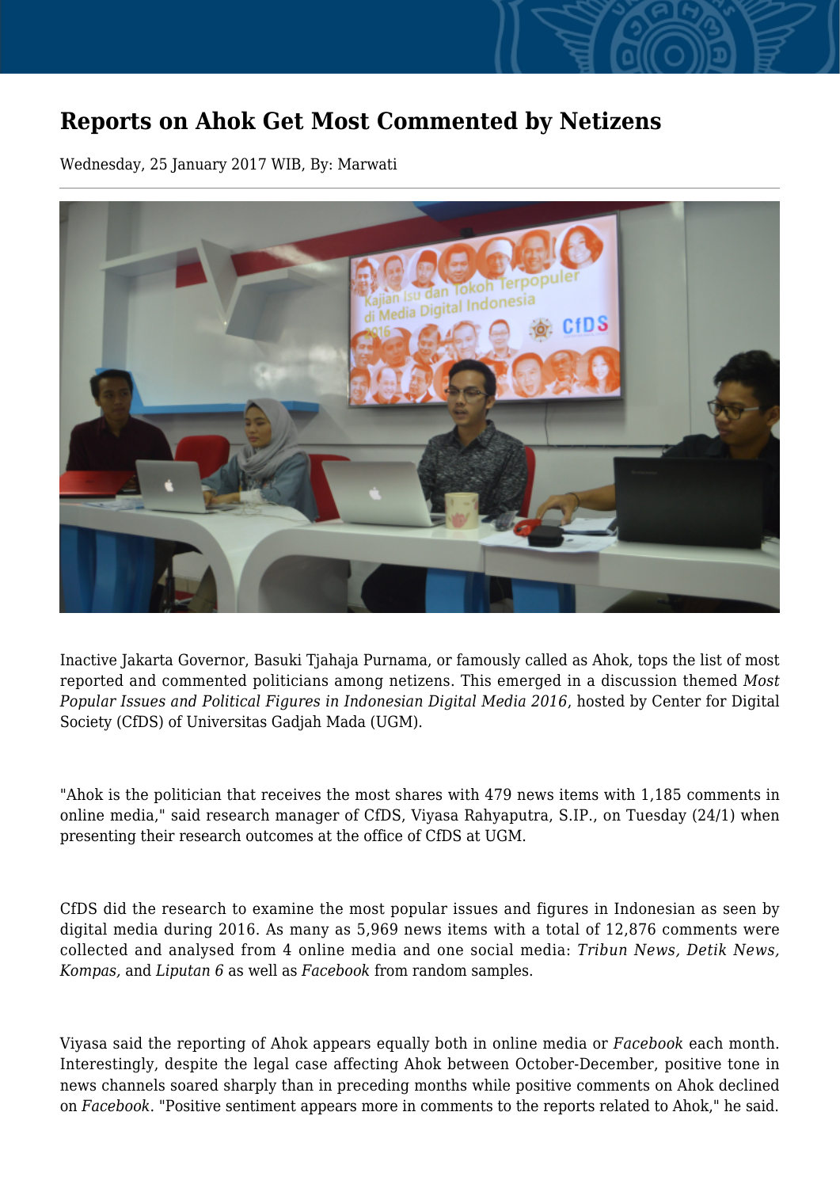# Reports on Ahok Get Most Commented by Netizens

Wednesday, 25 January 2017 WIB, By: Marwati

Inactive Jakarta Governor, Basuki Tjahaja Purnama, or famously called as Ahok, tops the list of most reported and commented politicians among netizens. This emerged in a discussion themed *Most Popular Issues and Political Figures in Indonesian Digital Media 2016*, hosted by Center for Digital Society (CfDS) of Universitas Gadjah Mada (UGM).

"Ahok is the politician that receives the most shares with 479 news items with 1,185 comments in online media," said research manager of CfDS, Viyasa Rahyaputra, S.IP., on Tuesday (24/1) when presenting their research outcomes at the office of CfDS at UGM.

CfDS did the research to examine the most popular issues and figures in Indonesian as seen by digital media during 2016. As many as 5,969 news items with a total of 12,876 comments were collected and analysed from 4 online media and one social media: *Tribun News, Detik News, Kompas,* and *Liputan 6* as well as *Facebook* from random samples.

Viyasa said the reporting of Ahok appears equally both in online media or *Facebook* each month. Interestingly, despite the legal case affecting Ahok between October-December, positive tone in news channels soared sharply than in preceding months while positive comments on Ahok declined on *Facebook*. "Positive sentiment appears more in comments to the reports related to Ahok," he said.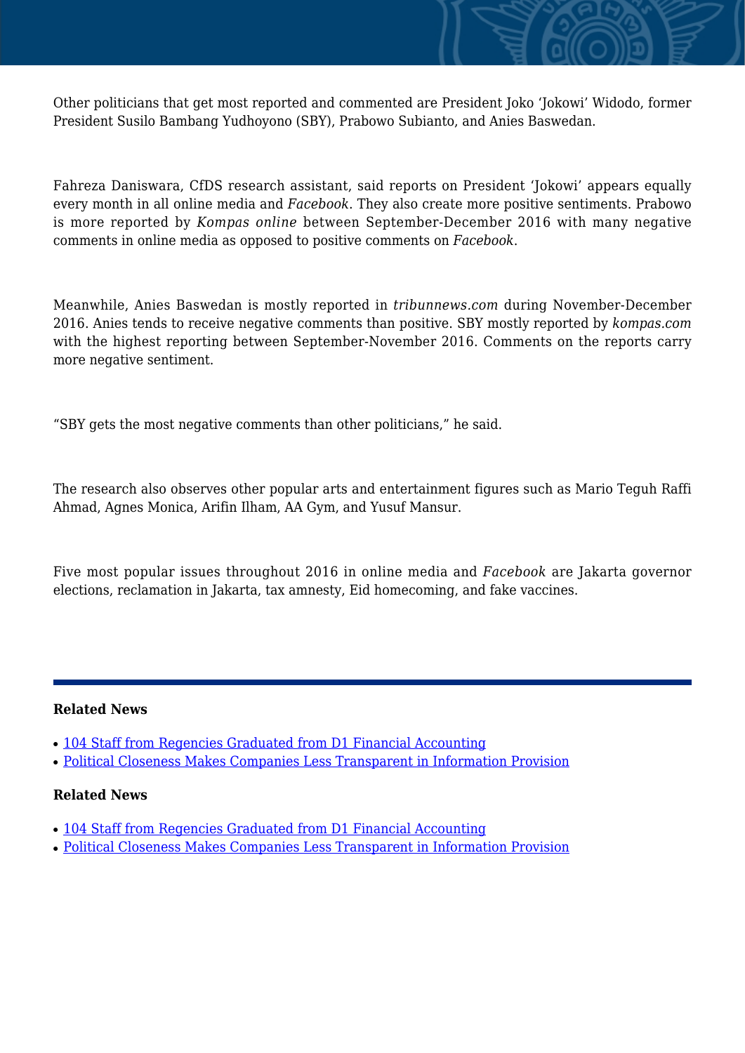Other politicians that get most reported and commented are President Joko 'Jokowi' Widodo, former President Susilo Bambang Yudhoyono (SBY), Prabowo Subianto, and Anies Baswedan.

Fahreza Daniswara, CfDS research assistant, said reports on President 'Jokowi' appears equally every month in all online media and *Facebook*. They also create more positive sentiments. Prabowo is more reported by *Kompas online* between September-December 2016 with many negative comments in online media as opposed to positive comments on *Facebook*.

Meanwhile, Anies Baswedan is mostly reported in *tribunnews.com* during November-December 2016. Anies tends to receive negative comments than positive. SBY mostly reported by *kompas.com* with the highest reporting between September-November 2016. Comments on the reports carry more negative sentiment.

"SBY gets the most negative comments than other politicians," he said.

The research also observes other popular arts and entertainment figures such as Mario Teguh Raffi Ahmad, Agnes Monica, Arifin Ilham, AA Gym, and Yusuf Mansur.

Five most popular issues throughout 2016 in online media and *Facebook* are Jakarta governor elections, reclamation in Jakarta, tax amnesty, Eid homecoming, and fake vaccines.

---

**Related News**

- 104 Staff from Regencies Graduated from D1 Financial Accounting
- Political Closeness Makes Companies Less Transparent in Information Provision

**Related News**

- 104 Staff from Regencies Graduated from D1 Financial Accounting
- Political Closeness Makes Companies Less Transparent in Information Provision